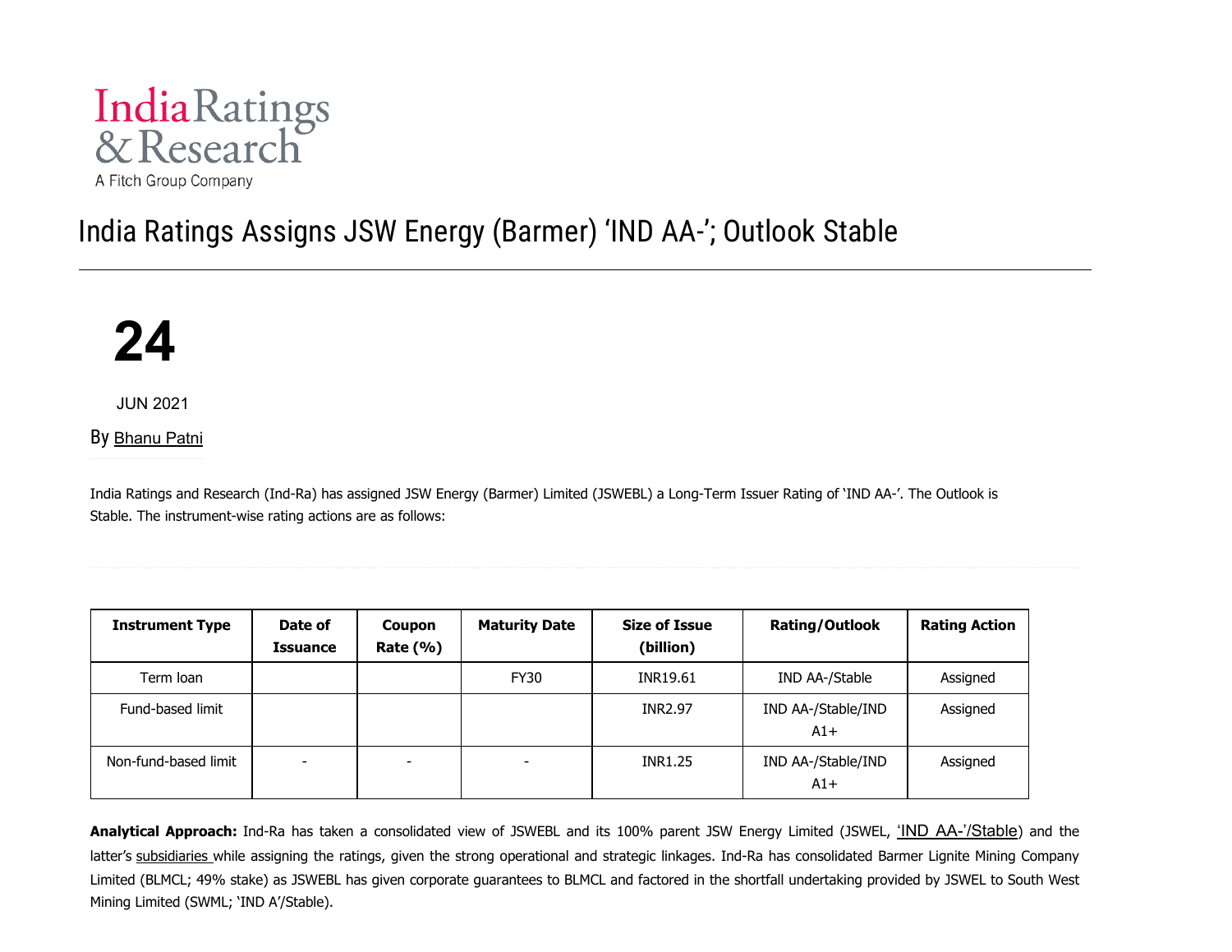India Ratings & Research

A Fitch Group Company

# India Ratings Assigns JSW Energy (Barmer) 'IND AA-'; Outlook Stable

**24**

JUN 2021

By Bhanu Patni

India Ratings and Research (Ind-Ra) has assigned JSW Energy (Barmer) Limited (JSWEBL) a Long-Term Issuer Rating of 'IND AA-'. The Outlook is Stable. The instrument-wise rating actions are as follows:

| Instrument Type | Date of Issuance | Coupon Rate (%) | Maturity Date | Size of Issue (billion) | Rating/Outlook | Rating Action |
|---|---|---|---|---|---|---|
| Term loan | | | FY30 | INR19.61 | IND AA-/Stable | Assigned |
| Fund-based limit | | | | INR2.97 | IND AA-/Stable/IND A1+ | Assigned |
| Non-fund-based limit | - | - | - | INR1.25 | IND AA-/Stable/IND A1+ | Assigned |

**Analytical Approach:** Ind-Ra has taken a consolidated view of JSWEBL and its 100% parent JSW Energy Limited (JSWEL, 'IND AA-'/Stable) and the latter's subsidiaries while assigning the ratings, given the strong operational and strategic linkages. Ind-Ra has consolidated Barmer Lignite Mining Company Limited (BLMCL; 49% stake) as JSWEBL has given corporate guarantees to BLMCL and factored in the shortfall undertaking provided by JSWEL to South West Mining Limited (SWML; 'IND A'/Stable).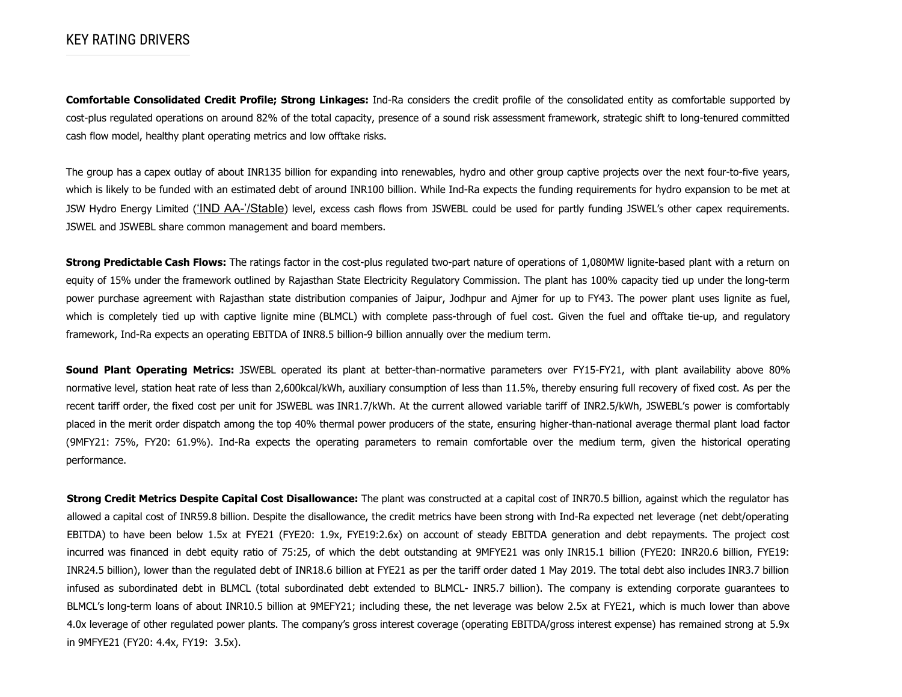## KEY RATING DRIVERS

**Comfortable Consolidated Credit Profile; Strong Linkages:** Ind-Ra considers the credit profile of the consolidated entity as comfortable supported by cost-plus regulated operations on around 82% of the total capacity, presence of a sound risk assessment framework, strategic shift to long-tenured committed cash flow model, healthy plant operating metrics and low offtake risks.

The group has a capex outlay of about INR135 billion for expanding into renewables, hydro and other group captive projects over the next four-to-five years, which is likely to be funded with an estimated debt of around INR100 billion. While Ind-Ra expects the funding requirements for hydro expansion to be met at JSW Hydro Energy Limited ('IND AA-'/Stable) level, excess cash flows from JSWEBL could be used for partly funding JSWEL's other capex requirements. JSWEL and JSWEBL share common management and board members.

**Strong Predictable Cash Flows:** The ratings factor in the cost-plus regulated two-part nature of operations of 1,080MW lignite-based plant with a return on equity of 15% under the framework outlined by Rajasthan State Electricity Regulatory Commission. The plant has 100% capacity tied up under the long-term power purchase agreement with Rajasthan state distribution companies of Jaipur, Jodhpur and Ajmer for up to FY43. The power plant uses lignite as fuel, which is completely tied up with captive lignite mine (BLMCL) with complete pass-through of fuel cost. Given the fuel and offtake tie-up, and regulatory framework, Ind-Ra expects an operating EBITDA of INR8.5 billion-9 billion annually over the medium term.

**Sound Plant Operating Metrics:** JSWEBL operated its plant at better-than-normative parameters over FY15-FY21, with plant availability above 80% normative level, station heat rate of less than 2,600kcal/kWh, auxiliary consumption of less than 11.5%, thereby ensuring full recovery of fixed cost. As per the recent tariff order, the fixed cost per unit for JSWEBL was INR1.7/kWh. At the current allowed variable tariff of INR2.5/kWh, JSWEBL's power is comfortably placed in the merit order dispatch among the top 40% thermal power producers of the state, ensuring higher-than-national average thermal plant load factor (9MFY21: 75%, FY20: 61.9%). Ind-Ra expects the operating parameters to remain comfortable over the medium term, given the historical operating performance.

**Strong Credit Metrics Despite Capital Cost Disallowance:** The plant was constructed at a capital cost of INR70.5 billion, against which the regulator has allowed a capital cost of INR59.8 billion. Despite the disallowance, the credit metrics have been strong with Ind-Ra expected net leverage (net debt/operating EBITDA) to have been below 1.5x at FYE21 (FYE20: 1.9x, FYE19:2.6x) on account of steady EBITDA generation and debt repayments. The project cost incurred was financed in debt equity ratio of 75:25, of which the debt outstanding at 9MFYE21 was only INR15.1 billion (FYE20: INR20.6 billion, FYE19: INR24.5 billion), lower than the regulated debt of INR18.6 billion at FYE21 as per the tariff order dated 1 May 2019. The total debt also includes INR3.7 billion infused as subordinated debt in BLMCL (total subordinated debt extended to BLMCL- INR5.7 billion). The company is extending corporate guarantees to BLMCL's long-term loans of about INR10.5 billion at 9MEFY21; including these, the net leverage was below 2.5x at FYE21, which is much lower than above 4.0x leverage of other regulated power plants. The company's gross interest coverage (operating EBITDA/gross interest expense) has remained strong at 5.9x in 9MFYE21 (FY20: 4.4x, FY19: 3.5x).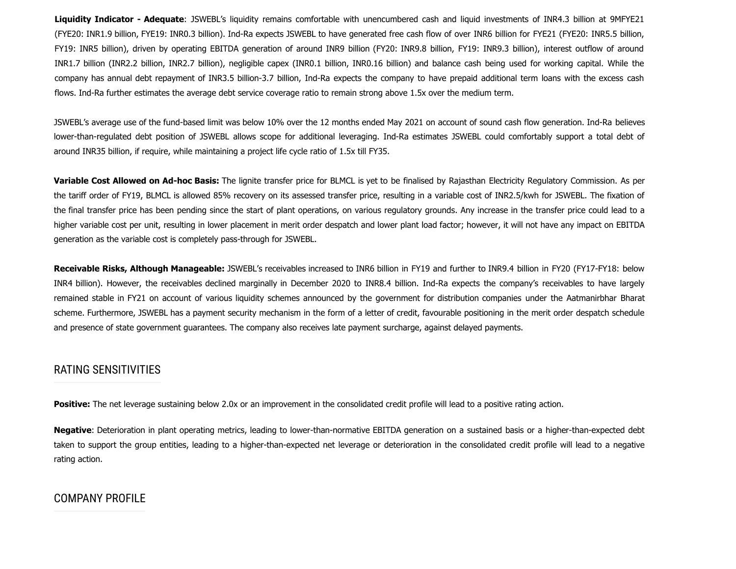**Liquidity Indicator - Adequate**: JSWEBL's liquidity remains comfortable with unencumbered cash and liquid investments of INR4.3 billion at 9MFYE21 (FYE20: INR1.9 billion, FYE19: INR0.3 billion). Ind-Ra expects JSWEBL to have generated free cash flow of over INR6 billion for FYE21 (FYE20: INR5.5 billion, FY19: INR5 billion), driven by operating EBITDA generation of around INR9 billion (FY20: INR9.8 billion, FY19: INR9.3 billion), interest outflow of around INR1.7 billion (INR2.2 billion, INR2.7 billion), negligible capex (INR0.1 billion, INR0.16 billion) and balance cash being used for working capital. While the company has annual debt repayment of INR3.5 billion-3.7 billion, Ind-Ra expects the company to have prepaid additional term loans with the excess cash flows. Ind-Ra further estimates the average debt service coverage ratio to remain strong above 1.5x over the medium term.

JSWEBL's average use of the fund-based limit was below 10% over the 12 months ended May 2021 on account of sound cash flow generation. Ind-Ra believes lower-than-regulated debt position of JSWEBL allows scope for additional leveraging. Ind-Ra estimates JSWEBL could comfortably support a total debt of around INR35 billion, if require, while maintaining a project life cycle ratio of 1.5x till FY35.

**Variable Cost Allowed on Ad-hoc Basis:** The lignite transfer price for BLMCL is yet to be finalised by Rajasthan Electricity Regulatory Commission. As per the tariff order of FY19, BLMCL is allowed 85% recovery on its assessed transfer price, resulting in a variable cost of INR2.5/kwh for JSWEBL. The fixation of the final transfer price has been pending since the start of plant operations, on various regulatory grounds. Any increase in the transfer price could lead to a higher variable cost per unit, resulting in lower placement in merit order despatch and lower plant load factor; however, it will not have any impact on EBITDA generation as the variable cost is completely pass-through for JSWEBL.

**Receivable Risks, Although Manageable:** JSWEBL's receivables increased to INR6 billion in FY19 and further to INR9.4 billion in FY20 (FY17-FY18: below INR4 billion). However, the receivables declined marginally in December 2020 to INR8.4 billion. Ind-Ra expects the company's receivables to have largely remained stable in FY21 on account of various liquidity schemes announced by the government for distribution companies under the Aatmanirbhar Bharat scheme. Furthermore, JSWEBL has a payment security mechanism in the form of a letter of credit, favourable positioning in the merit order despatch schedule and presence of state government guarantees. The company also receives late payment surcharge, against delayed payments.

## RATING SENSITIVITIES

**Positive:** The net leverage sustaining below 2.0x or an improvement in the consolidated credit profile will lead to a positive rating action.

**Negative**: Deterioration in plant operating metrics, leading to lower-than-normative EBITDA generation on a sustained basis or a higher-than-expected debt taken to support the group entities, leading to a higher-than-expected net leverage or deterioration in the consolidated credit profile will lead to a negative rating action.

## COMPANY PROFILE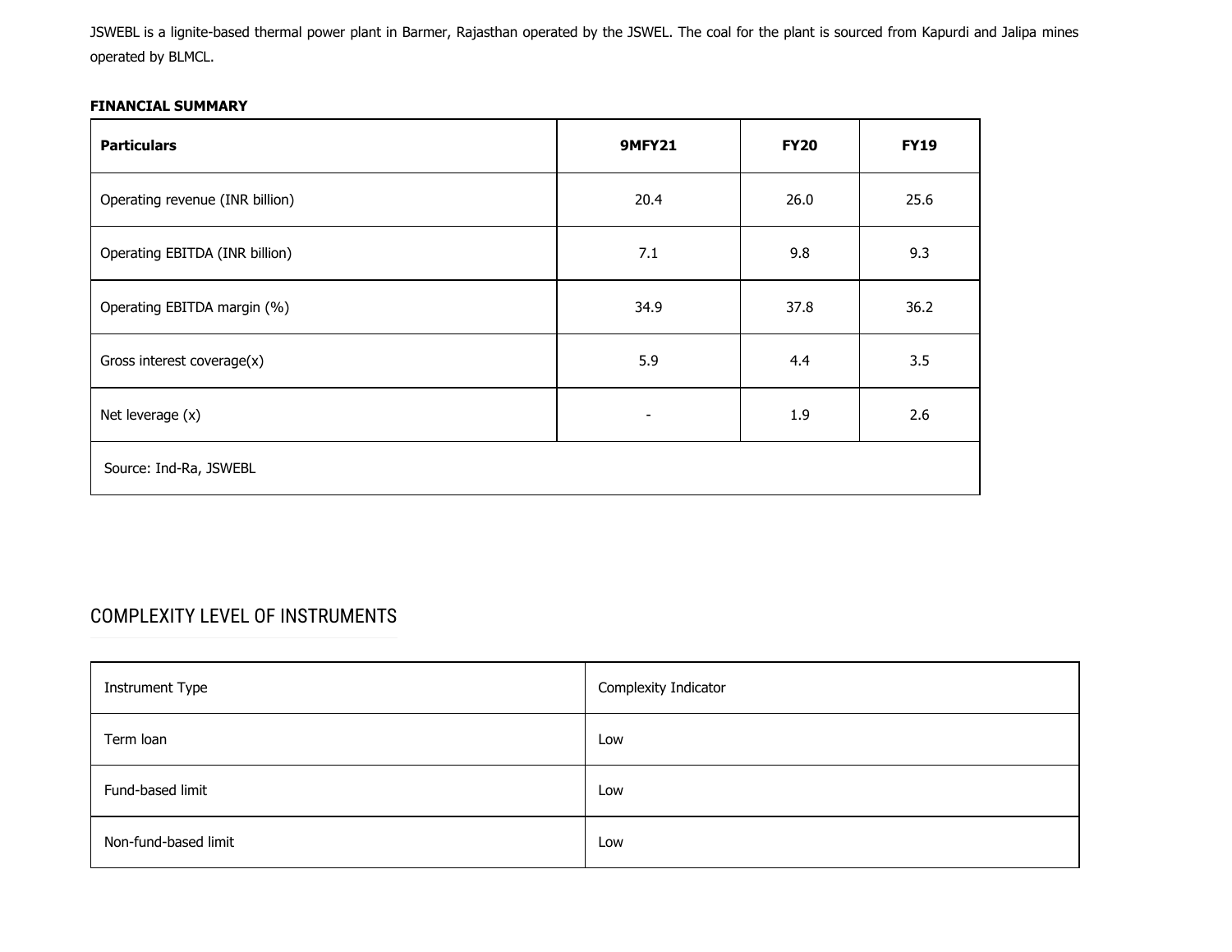JSWEBL is a lignite-based thermal power plant in Barmer, Rajasthan operated by the JSWEL. The coal for the plant is sourced from Kapurdi and Jalipa mines operated by BLMCL.

**FINANCIAL SUMMARY**

| Particulars | 9MFY21 | FY20 | FY19 |
|---|---|---|---|
| Operating revenue (INR billion) | 20.4 | 26.0 | 25.6 |
| Operating EBITDA (INR billion) | 7.1 | 9.8 | 9.3 |
| Operating EBITDA margin (%) | 34.9 | 37.8 | 36.2 |
| Gross interest coverage(x) | 5.9 | 4.4 | 3.5 |
| Net leverage (x) | - | 1.9 | 2.6 |
| Source: Ind-Ra, JSWEBL | | | |

## COMPLEXITY LEVEL OF INSTRUMENTS

| Instrument Type | Complexity Indicator |
|---|---|
| Term loan | Low |
| Fund-based limit | Low |
| Non-fund-based limit | Low |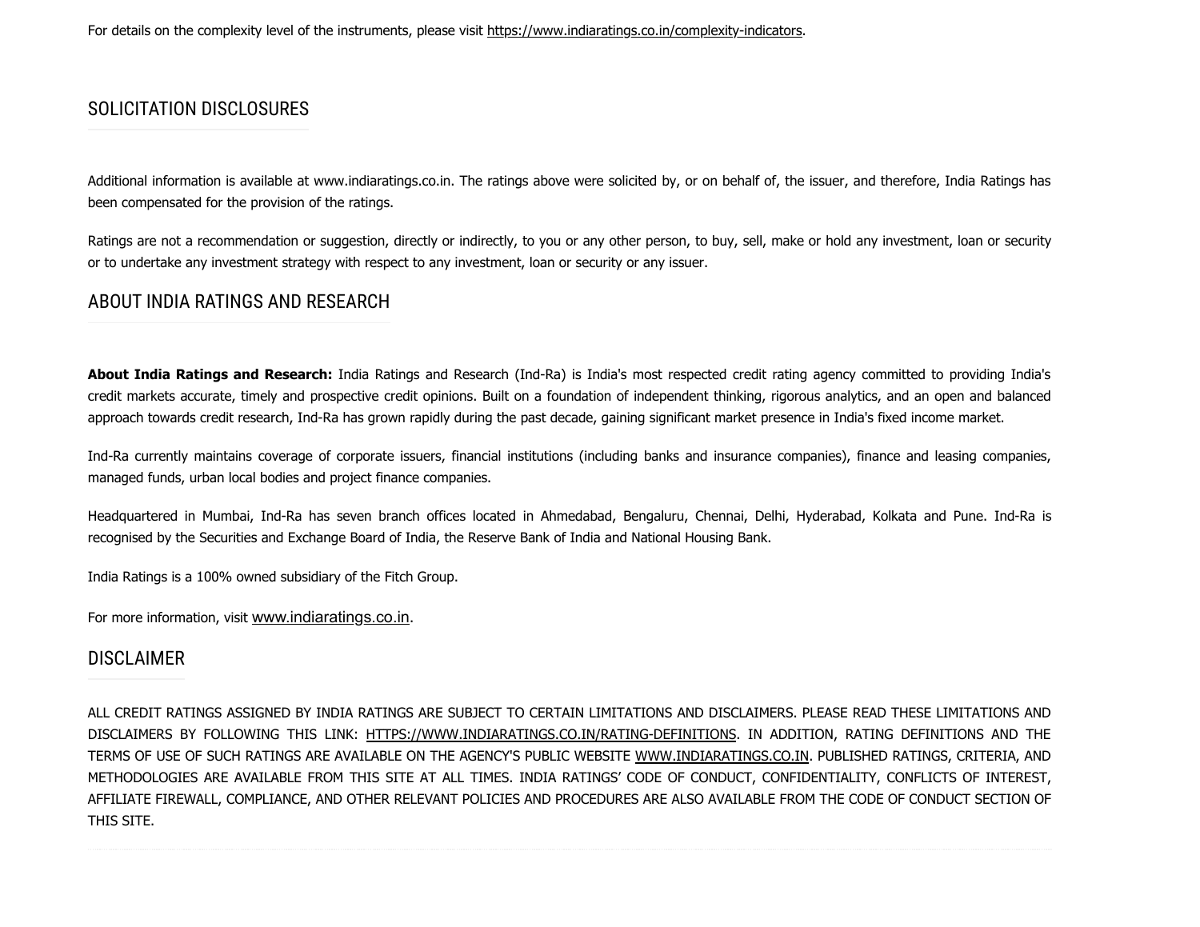For details on the complexity level of the instruments, please visit https://www.indiaratings.co.in/complexity-indicators.

## SOLICITATION DISCLOSURES

Additional information is available at www.indiaratings.co.in. The ratings above were solicited by, or on behalf of, the issuer, and therefore, India Ratings has been compensated for the provision of the ratings.

Ratings are not a recommendation or suggestion, directly or indirectly, to you or any other person, to buy, sell, make or hold any investment, loan or security or to undertake any investment strategy with respect to any investment, loan or security or any issuer.

## ABOUT INDIA RATINGS AND RESEARCH

**About India Ratings and Research:** India Ratings and Research (Ind-Ra) is India's most respected credit rating agency committed to providing India's credit markets accurate, timely and prospective credit opinions. Built on a foundation of independent thinking, rigorous analytics, and an open and balanced approach towards credit research, Ind-Ra has grown rapidly during the past decade, gaining significant market presence in India's fixed income market.

Ind-Ra currently maintains coverage of corporate issuers, financial institutions (including banks and insurance companies), finance and leasing companies, managed funds, urban local bodies and project finance companies.

Headquartered in Mumbai, Ind-Ra has seven branch offices located in Ahmedabad, Bengaluru, Chennai, Delhi, Hyderabad, Kolkata and Pune. Ind-Ra is recognised by the Securities and Exchange Board of India, the Reserve Bank of India and National Housing Bank.

India Ratings is a 100% owned subsidiary of the Fitch Group.

For more information, visit www.indiaratings.co.in.

## DISCLAIMER

ALL CREDIT RATINGS ASSIGNED BY INDIA RATINGS ARE SUBJECT TO CERTAIN LIMITATIONS AND DISCLAIMERS. PLEASE READ THESE LIMITATIONS AND DISCLAIMERS BY FOLLOWING THIS LINK: HTTPS://WWW.INDIARATINGS.CO.IN/RATING-DEFINITIONS. IN ADDITION, RATING DEFINITIONS AND THE TERMS OF USE OF SUCH RATINGS ARE AVAILABLE ON THE AGENCY'S PUBLIC WEBSITE WWW.INDIARATINGS.CO.IN. PUBLISHED RATINGS, CRITERIA, AND METHODOLOGIES ARE AVAILABLE FROM THIS SITE AT ALL TIMES. INDIA RATINGS' CODE OF CONDUCT, CONFIDENTIALITY, CONFLICTS OF INTEREST, AFFILIATE FIREWALL, COMPLIANCE, AND OTHER RELEVANT POLICIES AND PROCEDURES ARE ALSO AVAILABLE FROM THE CODE OF CONDUCT SECTION OF THIS SITE.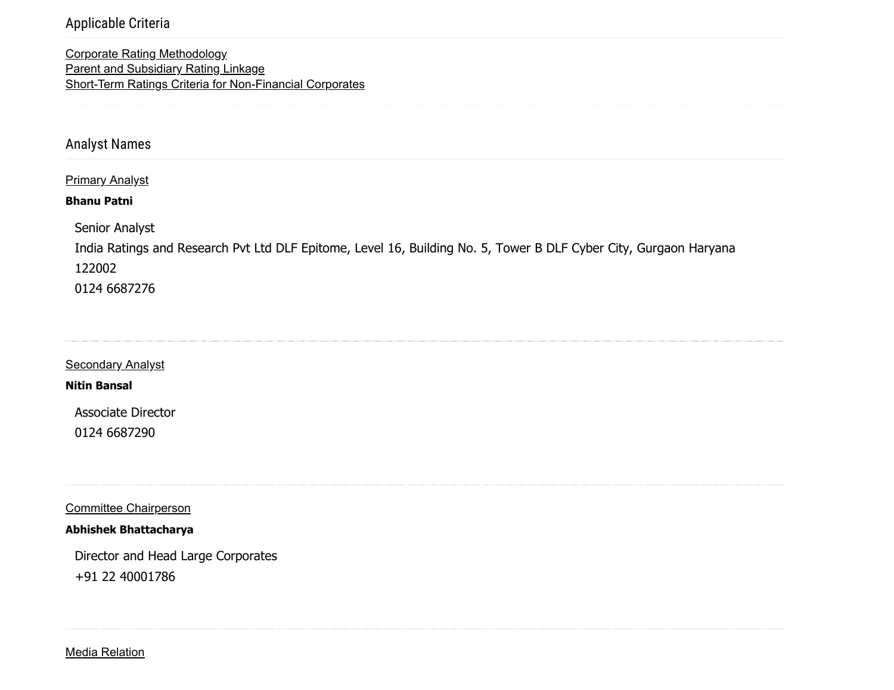## Applicable Criteria

Corporate Rating Methodology
Parent and Subsidiary Rating Linkage
Short-Term Ratings Criteria for Non-Financial Corporates

## Analyst Names

Primary Analyst

**Bhanu Patni**

Senior Analyst
India Ratings and Research Pvt Ltd DLF Epitome, Level 16, Building No. 5, Tower B DLF Cyber City, Gurgaon Haryana 122002
0124 6687276

Secondary Analyst

**Nitin Bansal**

Associate Director
0124 6687290

Committee Chairperson

**Abhishek Bhattacharya**

Director and Head Large Corporates
+91 22 40001786

Media Relation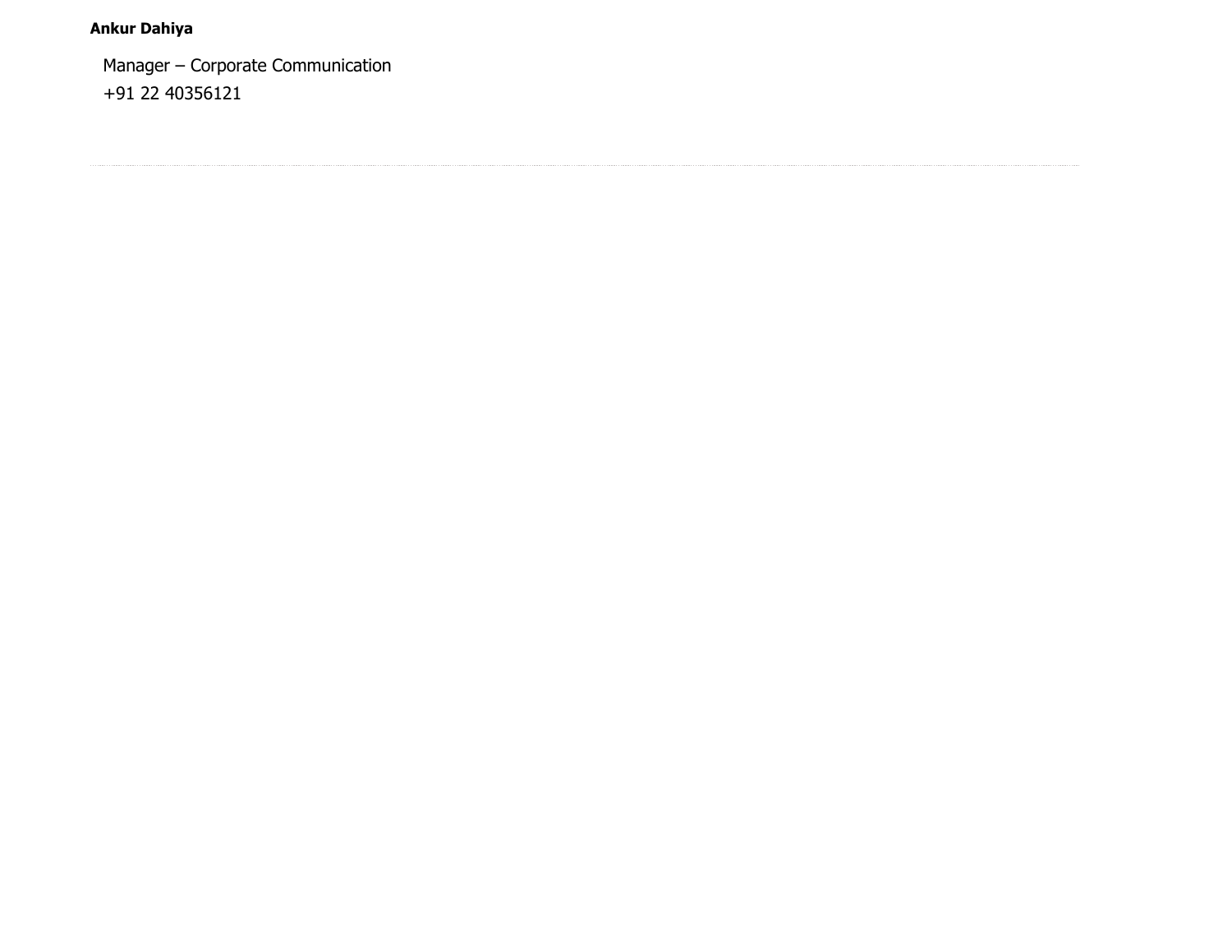**Ankur Dahiya**

Manager – Corporate Communication

+91 22 40356121

---